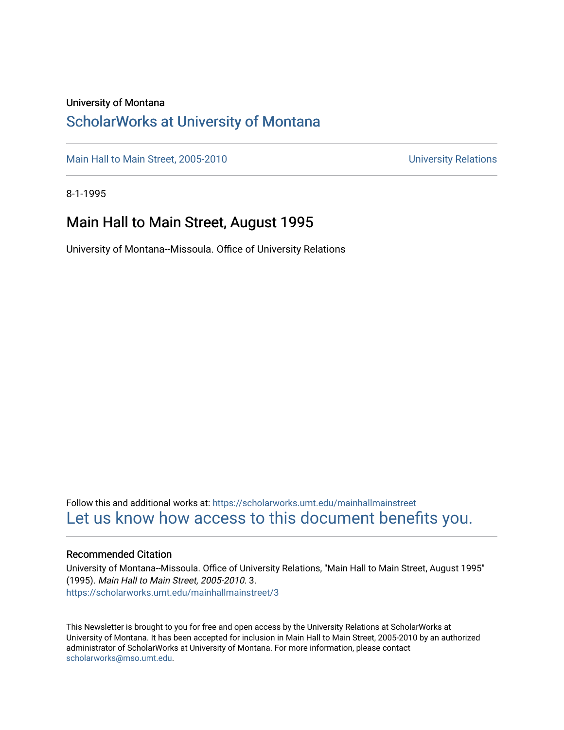University of Montana

## ScholarWorks at University of Montana

Main Hall to Main Street, 2005-2010 | University Relations

8-1-1995

# Main Hall to Main Street, August 1995

University of Montana--Missoula. Office of University Relations

Follow this and additional works at: https://scholarworks.umt.edu/mainhallmainstreet

Let us know how access to this document benefits you.

### Recommended Citation

University of Montana--Missoula. Office of University Relations, "Main Hall to Main Street, August 1995" (1995). *Main Hall to Main Street, 2005-2010*. 3.
https://scholarworks.umt.edu/mainhallmainstreet/3

This Newsletter is brought to you for free and open access by the University Relations at ScholarWorks at University of Montana. It has been accepted for inclusion in Main Hall to Main Street, 2005-2010 by an authorized administrator of ScholarWorks at University of Montana. For more information, please contact scholarworks@mso.umt.edu.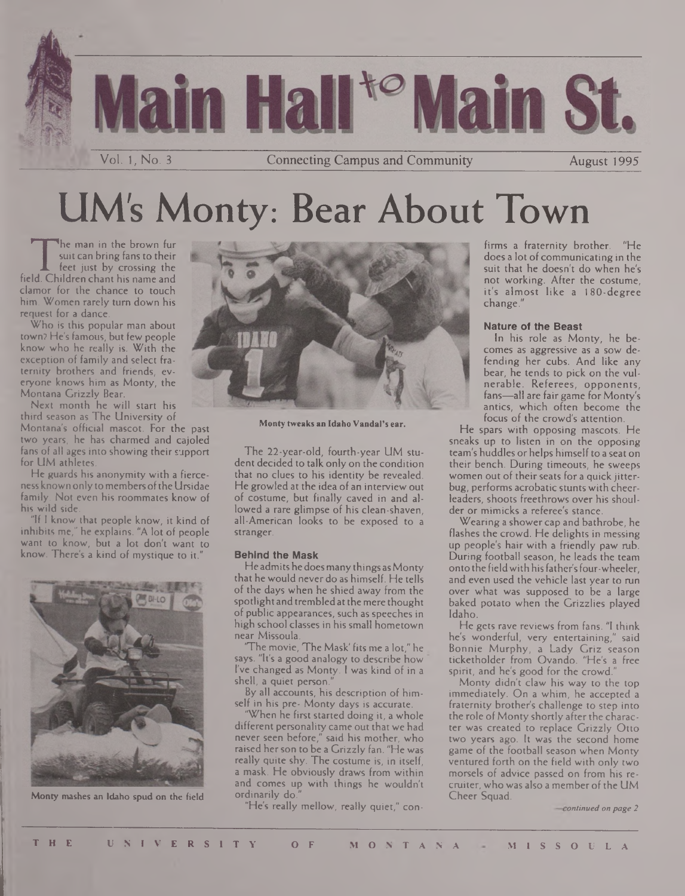# Main Hall to Main St.

Vol. 1, No. 3 | Connecting Campus and Community | August 1995

# UM's Monty: Bear About Town

The man in the brown fur suit can bring fans to their feet just by crossing the field. Children chant his name and clamor for the chance to touch him. Women rarely turn down his request for a dance.

Who is this popular man about town? He's famous, but few people know who he really is. With the exception of family and select fraternity brothers and friends, everyone knows him as Monty, the Montana Grizzly Bear.

Next month he will start his third season as The University of Montana's official mascot. For the past two years, he has charmed and cajoled fans of all ages into showing their support for UM athletes.

He guards his anonymity with a fierceness known only to members of the Ursidae family. Not even his roommates know of his wild side.

"If I know that people know, it kind of inhibits me," he explains. "A lot of people want to know, but a lot don't want to know. There's a kind of mystique to it."

Monty mashes an Idaho spud on the field

Monty tweaks an Idaho Vandal's ear.

The 22-year-old, fourth-year UM student decided to talk only on the condition that no clues to his identity be revealed. He growled at the idea of an interview out of costume, but finally caved in and allowed a rare glimpse of his clean-shaven, all-American looks to be exposed to a stranger.

### Behind the Mask

He admits he does many things as Monty that he would never do as himself. He tells of the days when he shied away from the spotlight and trembled at the mere thought of public appearances, such as speeches in high school classes in his small hometown near Missoula.

"The movie, 'The Mask' fits me a lot," he says. "It's a good analogy to describe how I've changed as Monty. I was kind of in a shell, a quiet person."

By all accounts, his description of himself in his pre- Monty days is accurate.

"When he first started doing it, a whole different personality came out that we had never seen before," said his mother, who raised her son to be a Grizzly fan. "He was really quite shy. The costume is, in itself, a mask. He obviously draws from within and comes up with things he wouldn't ordinarily do."

"He's really mellow, really quiet," confirms a fraternity brother. "He does a lot of communicating in the suit that he doesn't do when he's not working. After the costume, it's almost like a 180-degree change."

### Nature of the Beast

In his role as Monty, he becomes as aggressive as a sow defending her cubs. And like any bear, he tends to pick on the vulnerable. Referees, opponents, fans—all are fair game for Monty's antics, which often become the focus of the crowd's attention.

He spars with opposing mascots. He sneaks up to listen in on the opposing team's huddles or helps himself to a seat on their bench. During timeouts, he sweeps women out of their seats for a quick jitterbug, performs acrobatic stunts with cheerleaders, shoots freethrows over his shoulder or mimicks a referee's stance.

Wearing a shower cap and bathrobe, he flashes the crowd. He delights in messing up people's hair with a friendly paw rub. During football season, he leads the team onto the field with his father's four-wheeler, and even used the vehicle last year to run over what was supposed to be a large baked potato when the Grizzlies played Idaho.

He gets rave reviews from fans. "I think he's wonderful, very entertaining," said Bonnie Murphy, a Lady Griz season ticketholder from Ovando. "He's a free spirit, and he's good for the crowd."

Monty didn't claw his way to the top immediately. On a whim, he accepted a fraternity brother's challenge to step into the role of Monty shortly after the character was created to replace Grizzly Otto two years ago. It was the second home game of the football season when Monty ventured forth on the field with only two morsels of advice passed on from his recruiter, who was also a member of the UM Cheer Squad.

*—continued on page 2*

THE UNIVERSITY OF MONTANA - MISSOULA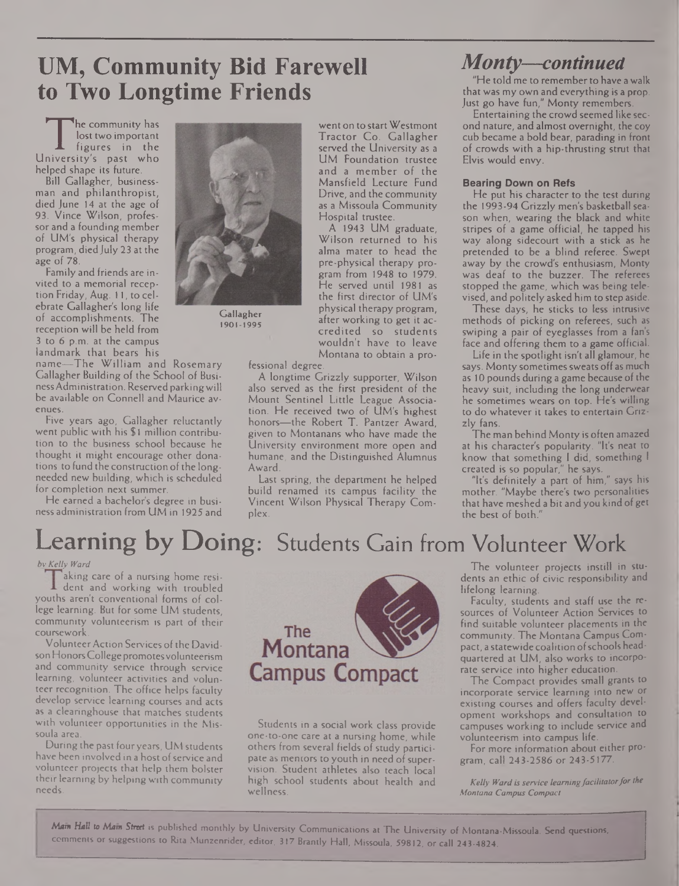## UM, Community Bid Farewell to Two Longtime Friends

The community has lost two important figures in the University's past who helped shape its future.

Bill Gallagher, businessman and philanthropist, died June 14 at the age of 93. Vince Wilson, professor and a founding member of UM's physical therapy program, died July 23 at the age of 78.

Family and friends are invited to a memorial reception Friday, Aug. 11, to celebrate Gallagher's long life of accomplishments. The reception will be held from 3 to 6 p.m. at the campus landmark that bears his name—The William and Rosemary Gallagher Building of the School of Business Administration. Reserved parking will be available on Connell and Maurice avenues.

Gallagher
1901-1995

Five years ago, Gallagher reluctantly went public with his $1 million contribution to the business school because he thought it might encourage other donations to fund the construction of the long-needed new building, which is scheduled for completion next summer.

He earned a bachelor's degree in business administration from UM in 1925 and went on to start Westmont Tractor Co. Gallagher served the University as a UM Foundation trustee and a member of the Mansfield Lecture Fund Drive, and the community as a Missoula Community Hospital trustee.

A 1943 UM graduate, Wilson returned to his alma mater to head the pre-physical therapy program from 1948 to 1979. He served until 1981 as the first director of UM's physical therapy program, after working to get it accredited so students wouldn't have to leave Montana to obtain a professional degree.

A longtime Grizzly supporter, Wilson also served as the first president of the Mount Sentinel Little League Association. He received two of UM's highest honors—the Robert T. Pantzer Award, given to Montanans who have made the University environment more open and humane, and the Distinguished Alumnus Award.

Last spring, the department he helped build renamed its campus facility the Vincent Wilson Physical Therapy Complex.

## *Monty—continued*

"He told me to remember to have a walk that was my own and everything is a prop. Just go have fun," Monty remembers.

Entertaining the crowd seemed like second nature, and almost overnight, the coy cub became a bold bear, parading in front of crowds with a hip-thrusting strut that Elvis would envy.

### Bearing Down on Refs

He put his character to the test during the 1993-94 Grizzly men's basketball season when, wearing the black and white stripes of a game official, he tapped his way along sidecourt with a stick as he pretended to be a blind referee. Swept away by the crowd's enthusiasm, Monty was deaf to the buzzer. The referees stopped the game, which was being televised, and politely asked him to step aside.

These days, he sticks to less intrusive methods of picking on referees, such as swiping a pair of eyeglasses from a fan's face and offering them to a game official.

Life in the spotlight isn't all glamour, he says. Monty sometimes sweats off as much as 10 pounds during a game because of the heavy suit, including the long underwear he sometimes wears on top. He's willing to do whatever it takes to entertain Grizzly fans.

The man behind Monty is often amazed at his character's popularity. "It's neat to know that something I did, something I created is so popular," he says.

"It's definitely a part of him," says his mother. "Maybe there's two personalities that have meshed a bit and you kind of get the best of both."

# Learning by Doing: Students Gain from Volunteer Work

*by Kelly Ward*

Taking care of a nursing home resident and working with troubled youths aren't conventional forms of college learning. But for some UM students, community volunteerism is part of their coursework.

Volunteer Action Services of the Davidson Honors College promotes volunteerism and community service through service learning, volunteer activities and volunteer recognition. The office helps faculty develop service learning courses and acts as a clearinghouse that matches students with volunteer opportunities in the Missoula area.

During the past four years, UM students have been involved in a host of service and volunteer projects that help them bolster their learning by helping with community needs.

The Montana Campus Compact

Students in a social work class provide one-to-one care at a nursing home, while others from several fields of study participate as mentors to youth in need of supervision. Student athletes also teach local high school students about health and wellness.

The volunteer projects instill in students an ethic of civic responsibility and lifelong learning.

Faculty, students and staff use the resources of Volunteer Action Services to find suitable volunteer placements in the community. The Montana Campus Compact, a statewide coalition of schools headquartered at UM, also works to incorporate service into higher education.

The Compact provides small grants to incorporate service learning into new or existing courses and offers faculty development workshops and consultation to campuses working to include service and volunteerism into campus life.

For more information about either program, call 243-2586 or 243-5177.

*Kelly Ward is service learning facilitator for the Montana Campus Compact*

*Main Hall to Main Street* is published monthly by University Communications at The University of Montana-Missoula. Send questions, comments or suggestions to Rita Munzenrider, editor, 317 Brantly Hall, Missoula, 59812, or call 243-4824.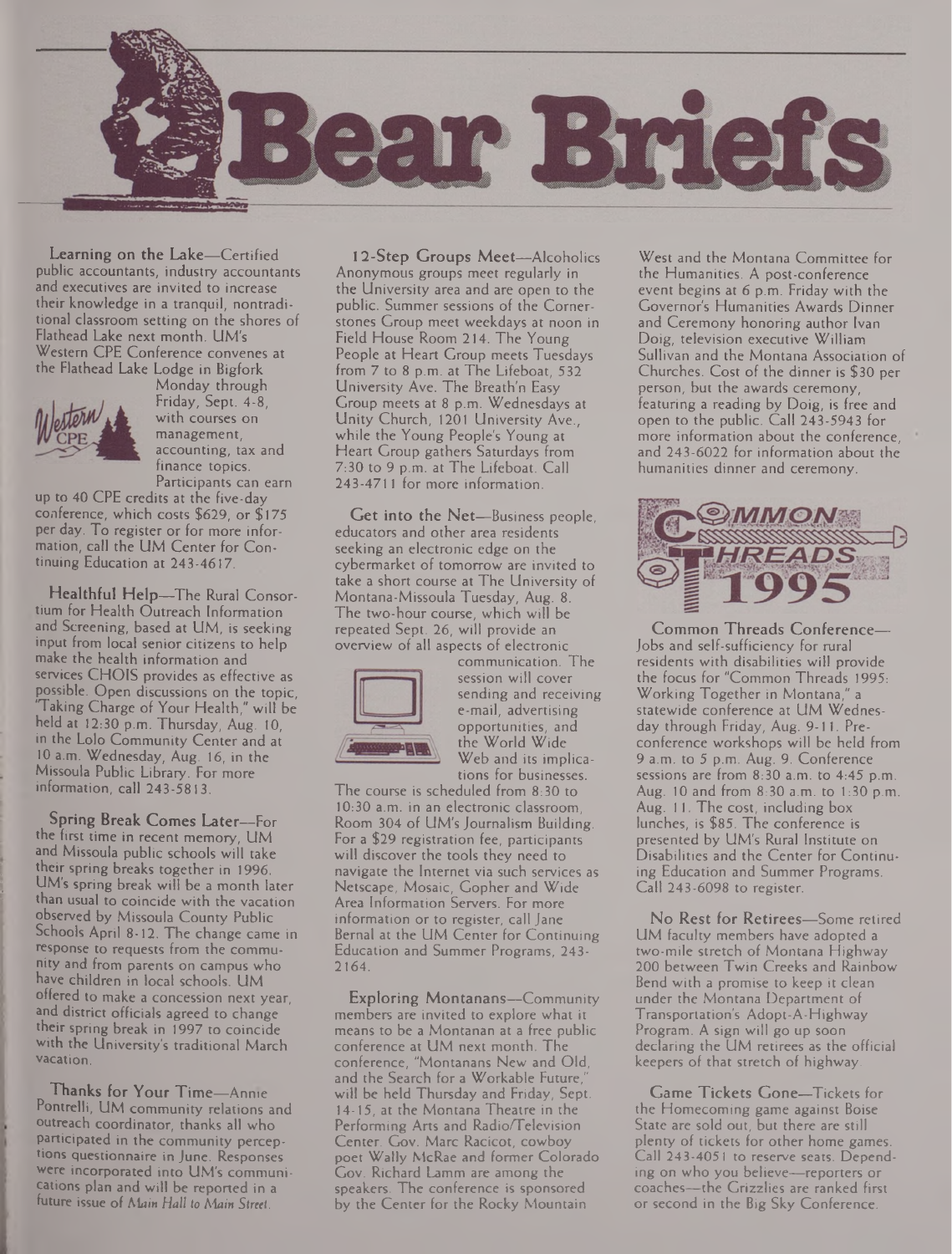# Bear Briefs

**Learning on the Lake**—Certified public accountants, industry accountants and executives are invited to increase their knowledge in a tranquil, nontraditional classroom setting on the shores of Flathead Lake next month. UM's Western CPE Conference convenes at the Flathead Lake Lodge in Bigfork Monday through Friday, Sept. 4-8, with courses on management, accounting, tax and finance topics. Participants can earn up to 40 CPE credits at the five-day conference, which costs $629, or $175 per day. To register or for more information, call the UM Center for Continuing Education at 243-4617.

**Healthful Help**—The Rural Consortium for Health Outreach Information and Screening, based at UM, is seeking input from local senior citizens to help make the health information and services CHOIS provides as effective as possible. Open discussions on the topic, "Taking Charge of Your Health," will be held at 12:30 p.m. Thursday, Aug. 10, in the Lolo Community Center and at 10 a.m. Wednesday, Aug. 16, in the Missoula Public Library. For more information, call 243-5813.

**Spring Break Comes Later**—For the first time in recent memory, UM and Missoula public schools will take their spring breaks together in 1996. UM's spring break will be a month later than usual to coincide with the vacation observed by Missoula County Public Schools April 8-12. The change came in response to requests from the community and from parents on campus who have children in local schools. UM offered to make a concession next year, and district officials agreed to change their spring break in 1997 to coincide with the University's traditional March vacation.

**Thanks for Your Time**—Annie Pontrelli, UM community relations and outreach coordinator, thanks all who participated in the community perceptions questionnaire in June. Responses were incorporated into UM's communications plan and will be reported in a future issue of *Main Hall to Main Street*.

**12-Step Groups Meet**—Alcoholics Anonymous groups meet regularly in the University area and are open to the public. Summer sessions of the Cornerstones Group meet weekdays at noon in Field House Room 214. The Young People at Heart Group meets Tuesdays from 7 to 8 p.m. at The Lifeboat, 532 University Ave. The Breath'n Easy Group meets at 8 p.m. Wednesdays at Unity Church, 1201 University Ave., while the Young People's Young at Heart Group gathers Saturdays from 7:30 to 9 p.m. at The Lifeboat. Call 243-4711 for more information.

**Get into the Net**—Business people, educators and other area residents seeking an electronic edge on the cybermarket of tomorrow are invited to take a short course at The University of Montana-Missoula Tuesday, Aug. 8. The two-hour course, which will be repeated Sept. 26, will provide an overview of all aspects of electronic communication. The session will cover sending and receiving e-mail, advertising opportunities, and the World Wide Web and its implications for businesses. The course is scheduled from 8:30 to 10:30 a.m. in an electronic classroom, Room 304 of UM's Journalism Building. For a $29 registration fee, participants will discover the tools they need to navigate the Internet via such services as Netscape, Mosaic, Gopher and Wide Area Information Servers. For more information or to register, call Jane Bernal at the UM Center for Continuing Education and Summer Programs, 243-2164.

**Exploring Montanans**—Community members are invited to explore what it means to be a Montanan at a free public conference at UM next month. The conference, "Montanans New and Old, and the Search for a Workable Future," will be held Thursday and Friday, Sept. 14-15, at the Montana Theatre in the Performing Arts and Radio/Television Center. Gov. Marc Racicot, cowboy poet Wally McRae and former Colorado Gov. Richard Lamm are among the speakers. The conference is sponsored by the Center for the Rocky Mountain West and the Montana Committee for the Humanities. A post-conference event begins at 6 p.m. Friday with the Governor's Humanities Awards Dinner and Ceremony honoring author Ivan Doig, television executive William Sullivan and the Montana Association of Churches. Cost of the dinner is $30 per person, but the awards ceremony, featuring a reading by Doig, is free and open to the public. Call 243-5943 for more information about the conference, and 243-6022 for information about the humanities dinner and ceremony.

**Common Threads Conference**—Jobs and self-sufficiency for rural residents with disabilities will provide the focus for "Common Threads 1995: Working Together in Montana," a statewide conference at UM Wednesday through Friday, Aug. 9-11. Preconference workshops will be held from 9 a.m. to 5 p.m. Aug. 9. Conference sessions are from 8:30 a.m. to 4:45 p.m. Aug. 10 and from 8:30 a.m. to 1:30 p.m. Aug. 11. The cost, including box lunches, is $85. The conference is presented by UM's Rural Institute on Disabilities and the Center for Continuing Education and Summer Programs. Call 243-6098 to register.

**No Rest for Retirees**—Some retired UM faculty members have adopted a two-mile stretch of Montana Highway 200 between Twin Creeks and Rainbow Bend with a promise to keep it clean under the Montana Department of Transportation's Adopt-A-Highway Program. A sign will go up soon declaring the UM retirees as the official keepers of that stretch of highway.

**Game Tickets Gone**—Tickets for the Homecoming game against Boise State are sold out, but there are still plenty of tickets for other home games. Call 243-4051 to reserve seats. Depending on who you believe—reporters or coaches—the Grizzlies are ranked first or second in the Big Sky Conference.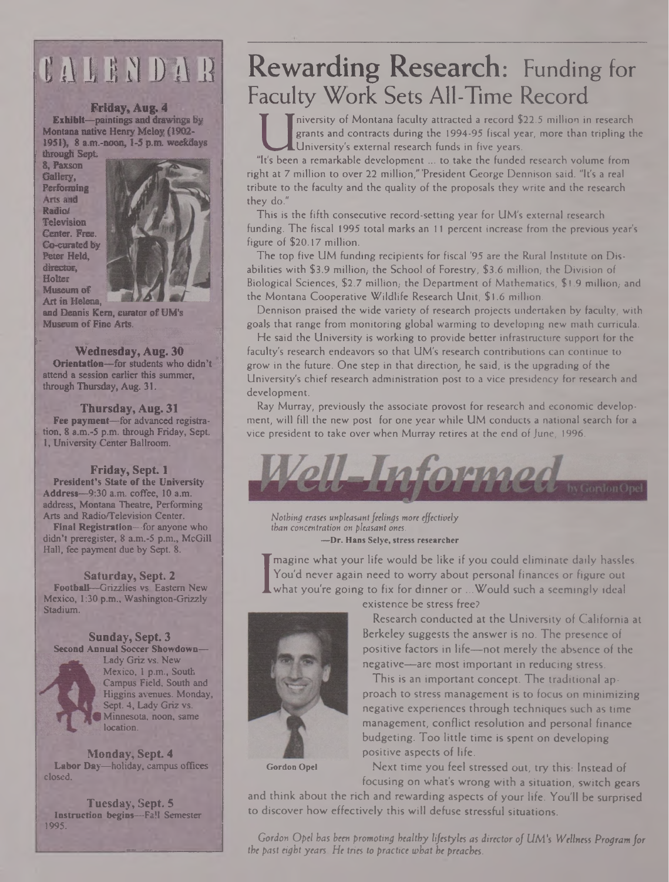# CALENDAR

**Friday, Aug. 4**

**Exhibit**—paintings and drawings by Montana native Henry Meloy (1902-1951), 8 a.m.-noon, 1-5 p.m. weekdays through Sept. 8, Paxson Gallery, Performing Arts and Radio/Television Center. Free. Co-curated by Peter Held, director, Holter Museum of Art in Helena, and Dennis Kern, curator of UM's Museum of Fine Arts.

**Wednesday, Aug. 30**

**Orientation**—for students who didn't attend a session earlier this summer, through Thursday, Aug. 31.

**Thursday, Aug. 31**

**Fee payment**—for advanced registration, 8 a.m.-5 p.m. through Friday, Sept. 1, University Center Ballroom.

**Friday, Sept. 1**

**President's State of the University Address**—9:30 a.m. coffee, 10 a.m. address, Montana Theatre, Performing Arts and Radio/Television Center.

**Final Registration**—for anyone who didn't preregister, 8 a.m.-5 p.m., McGill Hall, fee payment due by Sept. 8.

**Saturday, Sept. 2**

**Football**—Grizzlies vs. Eastern New Mexico, 1:30 p.m., Washington-Grizzly Stadium.

**Sunday, Sept. 3**

**Second Annual Soccer Showdown**—Lady Griz vs. New Mexico, 1 p.m., South Campus Field, South and Higgins avenues. Monday, Sept. 4, Lady Griz vs. Minnesota, noon, same location.

**Monday, Sept. 4**

**Labor Day**—holiday, campus offices closed.

**Tuesday, Sept. 5**

**Instruction begins**—Fall Semester 1995.

# Rewarding Research: Funding for Faculty Work Sets All-Time Record

University of Montana faculty attracted a record $22.5 million in research grants and contracts during the 1994-95 fiscal year, more than tripling the University's external research funds in five years.

"It's been a remarkable development ... to take the funded research volume from right at 7 million to over 22 million," President George Dennison said. "It's a real tribute to the faculty and the quality of the proposals they write and the research they do."

This is the fifth consecutive record-setting year for UM's external research funding. The fiscal 1995 total marks an 11 percent increase from the previous year's figure of $20.17 million.

The top five UM funding recipients for fiscal '95 are the Rural Institute on Disabilities with $3.9 million; the School of Forestry, $3.6 million; the Division of Biological Sciences, $2.7 million; the Department of Mathematics, $1.9 million; and the Montana Cooperative Wildlife Research Unit, $1.6 million.

Dennison praised the wide variety of research projects undertaken by faculty, with goals that range from monitoring global warming to developing new math curricula.

He said the University is working to provide better infrastructure support for the faculty's research endeavors so that UM's research contributions can continue to grow in the future. One step in that direction, he said, is the upgrading of the University's chief research administration post to a vice presidency for research and development.

Ray Murray, previously the associate provost for research and economic development, will fill the new post for one year while UM conducts a national search for a vice president to take over when Murray retires at the end of June, 1996.

# Well-Informed

by Gordon Opel

*Nothing erases unpleasant feelings more effectively than concentration on pleasant ones.*

—**Dr. Hans Selye, stress researcher**

Imagine what your life would be like if you could eliminate daily hassles. You'd never again need to worry about personal finances or figure out what you're going to fix for dinner or ... Would such a seemingly ideal existence be stress free?

Research conducted at the University of California at Berkeley suggests the answer is no. The presence of positive factors in life—not merely the absence of the negative—are most important in reducing stress.

This is an important concept. The traditional approach to stress management is to focus on minimizing negative experiences through techniques such as time management, conflict resolution and personal finance budgeting. Too little time is spent on developing positive aspects of life.

**Gordon Opel**

Next time you feel stressed out, try this: Instead of focusing on what's wrong with a situation, switch gears and think about the rich and rewarding aspects of your life. You'll be surprised to discover how effectively this will defuse stressful situations.

*Gordon Opel has been promoting healthy lifestyles as director of UM's Wellness Program for the past eight years. He tries to practice what he preaches.*